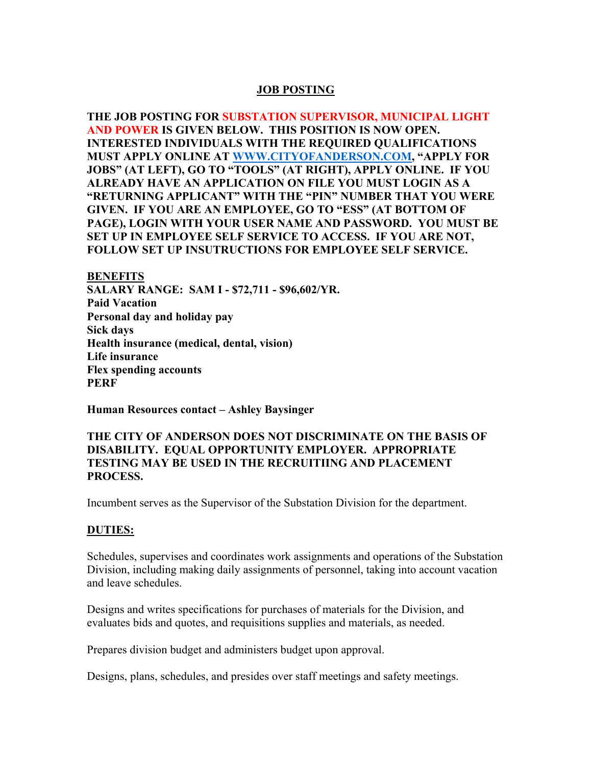## JOB POSTING

**THE JOB POSTING FOR SUBSTATION SUPERVISOR, MUNICIPAL LIGHT AND POWER IS GIVEN BELOW. THIS POSITION IS NOW OPEN. INTERESTED INDIVIDUALS WITH THE REQUIRED QUALIFICATIONS MUST APPLY ONLINE AT [WWW.CITYOFANDERSON.COM](http://WWW.CITYOFANDERSON.COM), "APPLY FOR JOBS" (AT LEFT), GO TO "TOOLS" (AT RIGHT), APPLY ONLINE. IF YOU ALREADY HAVE AN APPLICATION ON FILE YOU MUST LOGIN AS A "RETURNING APPLICANT" WITH THE "PIN" NUMBER THAT YOU WERE GIVEN. IF YOU ARE AN EMPLOYEE, GO TO "ESS" (AT BOTTOM OF PAGE), LOGIN WITH YOUR USER NAME AND PASSWORD. YOU MUST BE SET UP IN EMPLOYEE SELF SERVICE TO ACCESS. IF YOU ARE NOT, FOLLOW SET UP INSUTRUCTIONS FOR EMPLOYEE SELF SERVICE.**

**BENEFITS**
**SALARY RANGE: SAM I - $72,711 - $96,602/YR.**
**Paid Vacation**
**Personal day and holiday pay**
**Sick days**
**Health insurance (medical, dental, vision)**
**Life insurance**
**Flex spending accounts**
**PERF**

**Human Resources contact – Ashley Baysinger**

**THE CITY OF ANDERSON DOES NOT DISCRIMINATE ON THE BASIS OF DISABILITY. EQUAL OPPORTUNITY EMPLOYER. APPROPRIATE TESTING MAY BE USED IN THE RECRUITIING AND PLACEMENT PROCESS.**

Incumbent serves as the Supervisor of the Substation Division for the department.

**DUTIES:**

Schedules, supervises and coordinates work assignments and operations of the Substation Division, including making daily assignments of personnel, taking into account vacation and leave schedules.

Designs and writes specifications for purchases of materials for the Division, and evaluates bids and quotes, and requisitions supplies and materials, as needed.

Prepares division budget and administers budget upon approval.

Designs, plans, schedules, and presides over staff meetings and safety meetings.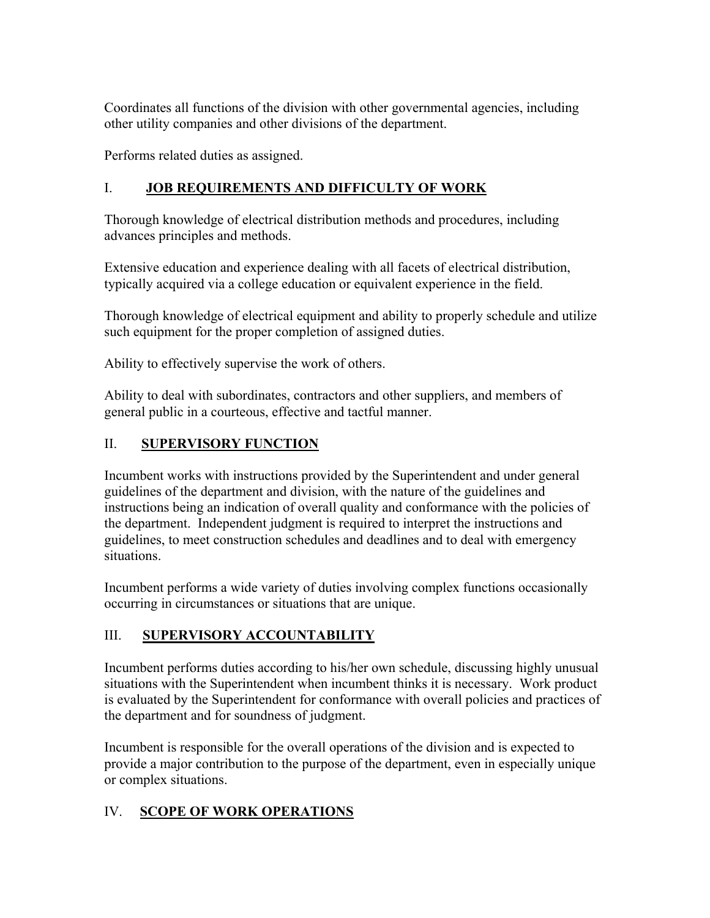Coordinates all functions of the division with other governmental agencies, including other utility companies and other divisions of the department.

Performs related duties as assigned.

## I. **JOB REQUIREMENTS AND DIFFICULTY OF WORK**

Thorough knowledge of electrical distribution methods and procedures, including advances principles and methods.

Extensive education and experience dealing with all facets of electrical distribution, typically acquired via a college education or equivalent experience in the field.

Thorough knowledge of electrical equipment and ability to properly schedule and utilize such equipment for the proper completion of assigned duties.

Ability to effectively supervise the work of others.

Ability to deal with subordinates, contractors and other suppliers, and members of general public in a courteous, effective and tactful manner.

## II. **SUPERVISORY FUNCTION**

Incumbent works with instructions provided by the Superintendent and under general guidelines of the department and division, with the nature of the guidelines and instructions being an indication of overall quality and conformance with the policies of the department. Independent judgment is required to interpret the instructions and guidelines, to meet construction schedules and deadlines and to deal with emergency situations.

Incumbent performs a wide variety of duties involving complex functions occasionally occurring in circumstances or situations that are unique.

## III. **SUPERVISORY ACCOUNTABILITY**

Incumbent performs duties according to his/her own schedule, discussing highly unusual situations with the Superintendent when incumbent thinks it is necessary. Work product is evaluated by the Superintendent for conformance with overall policies and practices of the department and for soundness of judgment.

Incumbent is responsible for the overall operations of the division and is expected to provide a major contribution to the purpose of the department, even in especially unique or complex situations.

## IV. **SCOPE OF WORK OPERATIONS**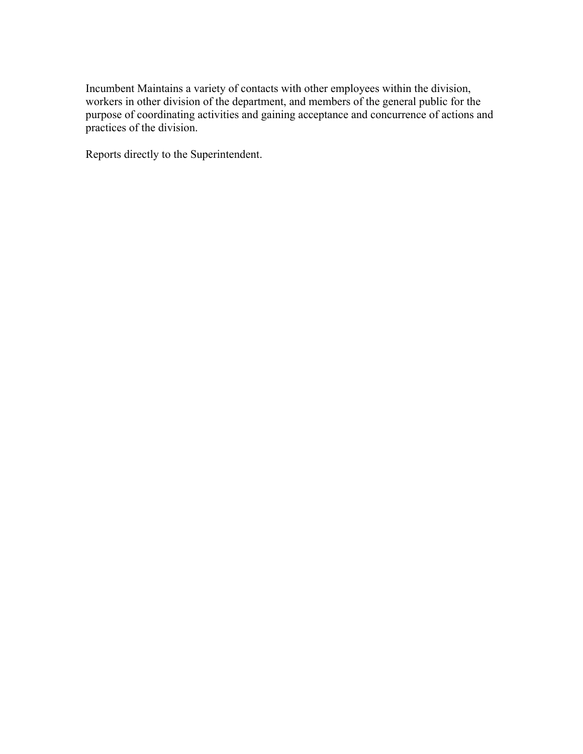Incumbent Maintains a variety of contacts with other employees within the division, workers in other division of the department, and members of the general public for the purpose of coordinating activities and gaining acceptance and concurrence of actions and practices of the division.

Reports directly to the Superintendent.